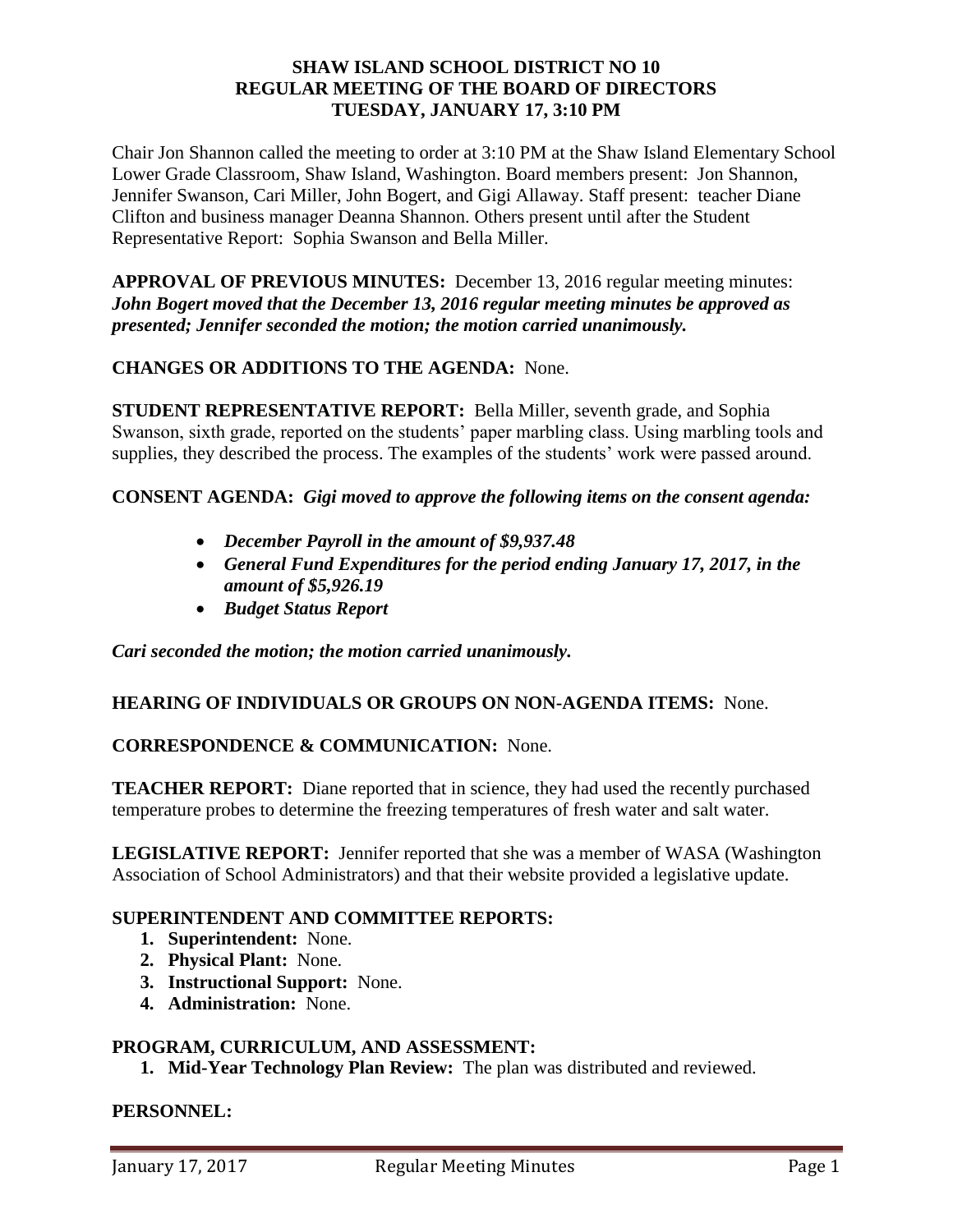**SHAW ISLAND SCHOOL DISTRICT NO 10**
**REGULAR MEETING OF THE BOARD OF DIRECTORS**
**TUESDAY, JANUARY 17, 3:10 PM**

Chair Jon Shannon called the meeting to order at 3:10 PM at the Shaw Island Elementary School Lower Grade Classroom, Shaw Island, Washington. Board members present: Jon Shannon, Jennifer Swanson, Cari Miller, John Bogert, and Gigi Allaway. Staff present: teacher Diane Clifton and business manager Deanna Shannon. Others present until after the Student Representative Report: Sophia Swanson and Bella Miller.

**APPROVAL OF PREVIOUS MINUTES:** December 13, 2016 regular meeting minutes: ***John Bogert moved that the December 13, 2016 regular meeting minutes be approved as presented; Jennifer seconded the motion; the motion carried unanimously.***

**CHANGES OR ADDITIONS TO THE AGENDA:** None.

**STUDENT REPRESENTATIVE REPORT:** Bella Miller, seventh grade, and Sophia Swanson, sixth grade, reported on the students' paper marbling class. Using marbling tools and supplies, they described the process. The examples of the students' work were passed around.

**CONSENT AGENDA:** ***Gigi moved to approve the following items on the consent agenda:***

- ***December Payroll in the amount of $9,937.48***
- ***General Fund Expenditures for the period ending January 17, 2017, in the amount of $5,926.19***
- ***Budget Status Report***

***Cari seconded the motion; the motion carried unanimously.***

**HEARING OF INDIVIDUALS OR GROUPS ON NON-AGENDA ITEMS:** None.

**CORRESPONDENCE & COMMUNICATION:** None.

**TEACHER REPORT:** Diane reported that in science, they had used the recently purchased temperature probes to determine the freezing temperatures of fresh water and salt water.

**LEGISLATIVE REPORT:** Jennifer reported that she was a member of WASA (Washington Association of School Administrators) and that their website provided a legislative update.

**SUPERINTENDENT AND COMMITTEE REPORTS:**

1. **Superintendent:** None.
2. **Physical Plant:** None.
3. **Instructional Support:** None.
4. **Administration:** None.

**PROGRAM, CURRICULUM, AND ASSESSMENT:**

1. **Mid-Year Technology Plan Review:** The plan was distributed and reviewed.

**PERSONNEL:**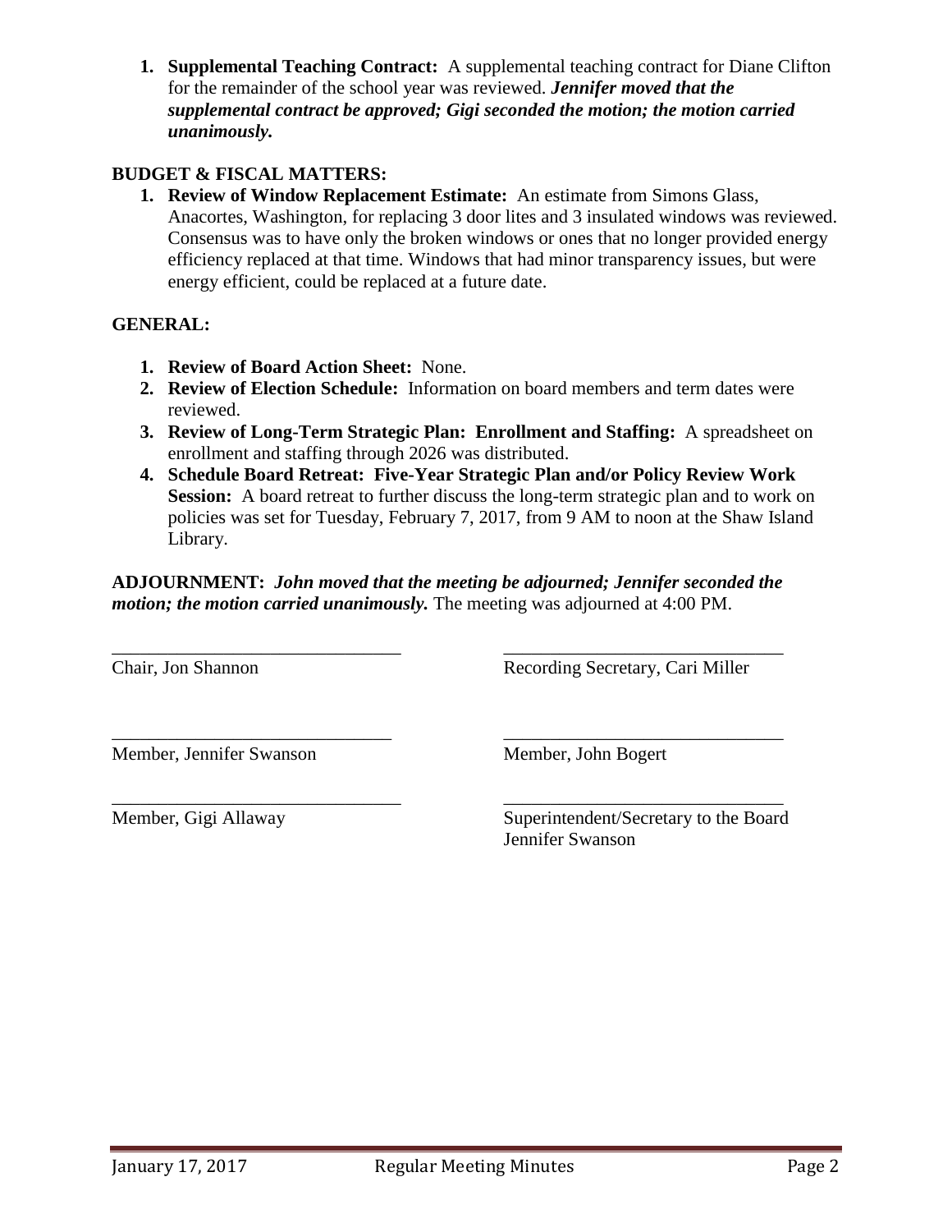1. **Supplemental Teaching Contract:** A supplemental teaching contract for Diane Clifton for the remainder of the school year was reviewed. ***Jennifer moved that the supplemental contract be approved; Gigi seconded the motion; the motion carried unanimously.***

**BUDGET & FISCAL MATTERS:**

1. **Review of Window Replacement Estimate:** An estimate from Simons Glass, Anacortes, Washington, for replacing 3 door lites and 3 insulated windows was reviewed. Consensus was to have only the broken windows or ones that no longer provided energy efficiency replaced at that time. Windows that had minor transparency issues, but were energy efficient, could be replaced at a future date.

**GENERAL:**

1. **Review of Board Action Sheet:** None.
2. **Review of Election Schedule:** Information on board members and term dates were reviewed.
3. **Review of Long-Term Strategic Plan: Enrollment and Staffing:** A spreadsheet on enrollment and staffing through 2026 was distributed.
4. **Schedule Board Retreat: Five-Year Strategic Plan and/or Policy Review Work Session:** A board retreat to further discuss the long-term strategic plan and to work on policies was set for Tuesday, February 7, 2017, from 9 AM to noon at the Shaw Island Library.

**ADJOURNMENT:** ***John moved that the meeting be adjourned; Jennifer seconded the motion; the motion carried unanimously.*** The meeting was adjourned at 4:00 PM.

______________________________ 
Chair, Jon Shannon

______________________________ 
Recording Secretary, Cari Miller

______________________________ 
Member, Jennifer Swanson

______________________________ 
Member, John Bogert

______________________________ 
Member, Gigi Allaway

______________________________ 
Superintendent/Secretary to the Board 
Jennifer Swanson